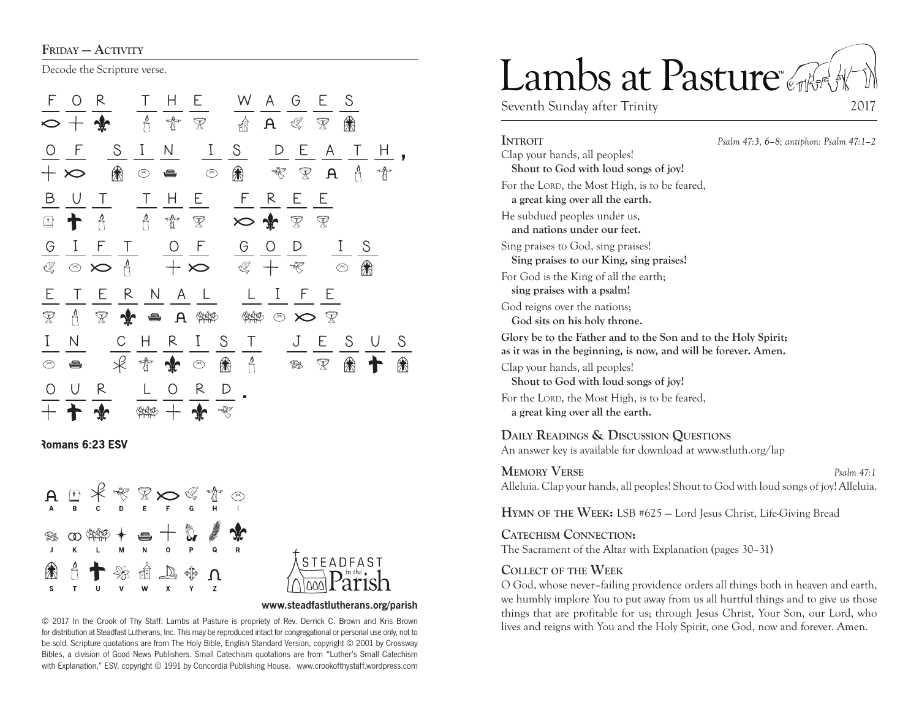**Friday — Activity**

Decode the Scripture verse.

FOR THE WAGES
OF SIN IS DEATH,
BUT THE FREE
GIFT OF GOD IS
ETERNAL LIFE
IN CHRIST JESUS
OUR LORD.

**Romans 6:23 ESV**

A B C D E F G H I
J K L M N O P Q R
S T U V W X Y Z

STEADFAST in the Parish

**www.steadfastlutherans.org/parish**

© 2017 In the Crook of Thy Staff: Lambs at Pasture is propriety of Rev. Derrick C. Brown and Kris Brown for distribution at Steadfast Lutherans, Inc. This may be reproduced intact for congregational or personal use only, not to be sold. Scripture quotations are from The Holy Bible, English Standard Version, copyright © 2001 by Crossway Bibles, a division of Good News Publishers. Small Catechism quotations are from "Luther's Small Catechism with Explanation," ESV, copyright © 1991 by Concordia Publishing House. www.crookofthystaff.wordpress.com

# Lambs at Pasture™

Seventh Sunday after Trinity 2017

**Introit** *Psalm 47:3, 6–8; antiphon: Psalm 47:1–2*

Clap your hands, all peoples!
**Shout to God with loud songs of joy!**
For the Lord, the Most High, is to be feared,
**a great king over all the earth.**
He subdued peoples under us,
**and nations under our feet.**
Sing praises to God, sing praises!
**Sing praises to our King, sing praises!**
For God is the King of all the earth;
**sing praises with a psalm!**
God reigns over the nations;
**God sits on his holy throne.**
**Glory be to the Father and to the Son and to the Holy Spirit; as it was in the beginning, is now, and will be forever. Amen.**
Clap your hands, all peoples!
**Shout to God with loud songs of joy!**
For the Lord, the Most High, is to be feared,
**a great king over all the earth.**

**Daily Readings & Discussion Questions**
An answer key is available for download at www.stluth.org/lap

**Memory Verse** *Psalm 47:1*
Alleluia. Clap your hands, all peoples! Shout to God with loud songs of joy! Alleluia.

**Hymn of the Week:** LSB #625 — Lord Jesus Christ, Life-Giving Bread

**Catechism Connection:**
The Sacrament of the Altar with Explanation (pages 30–31)

**Collect of the Week**
O God, whose never–failing providence orders all things both in heaven and earth, we humbly implore You to put away from us all hurtful things and to give us those things that are profitable for us; through Jesus Christ, Your Son, our Lord, who lives and reigns with You and the Holy Spirit, one God, now and forever. Amen.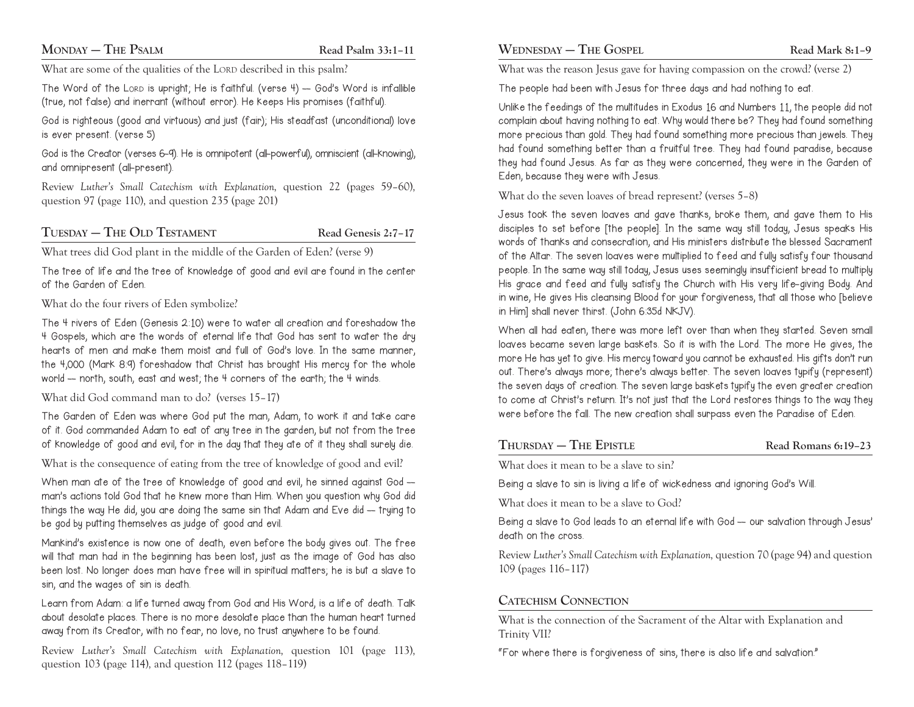## Monday — The Psalm

**Read Psalm 33:1–11**

What are some of the qualities of the Lord described in this psalm?

The Word of the Lord is upright; He is faithful. (verse 4) — God's Word is infallible (true, not false) and inerrant (without error). He keeps His promises (faithful).

God is righteous (good and virtuous) and just (fair); His steadfast (unconditional) love is ever present. (verse 5)

God is the Creator (verses 6–9). He is omnipotent (all-powerful), omniscient (all-knowing), and omnipresent (all-present).

Review *Luther's Small Catechism with Explanation*, question 22 (pages 59–60), question 97 (page 110), and question 235 (page 201)

## Tuesday — The Old Testament

**Read Genesis 2:7–17**

What trees did God plant in the middle of the Garden of Eden? (verse 9)

The tree of life and the tree of knowledge of good and evil are found in the center of the Garden of Eden.

What do the four rivers of Eden symbolize?

The 4 rivers of Eden (Genesis 2:10) were to water all creation and foreshadow the 4 Gospels, which are the words of eternal life that God has sent to water the dry hearts of men and make them moist and full of God's love. In the same manner, the 4,000 (Mark 8:9) foreshadow that Christ has brought His mercy for the whole world — north, south, east and west; the 4 corners of the earth; the 4 winds.

What did God command man to do? (verses 15–17)

The Garden of Eden was where God put the man, Adam, to work it and take care of it. God commanded Adam to eat of any tree in the garden, but not from the tree of knowledge of good and evil, for in the day that they ate of it they shall surely die.

What is the consequence of eating from the tree of knowledge of good and evil?

When man ate of the tree of knowledge of good and evil, he sinned against God — man's actions told God that he knew more than Him. When you question why God did things the way He did, you are doing the same sin that Adam and Eve did — trying to be god by putting themselves as judge of good and evil.

Mankind's existence is now one of death, even before the body gives out. The free will that man had in the beginning has been lost, just as the image of God has also been lost. No longer does man have free will in spiritual matters; he is but a slave to sin, and the wages of sin is death.

Learn from Adam: a life turned away from God and His Word, is a life of death. Talk about desolate places. There is no more desolate place than the human heart turned away from its Creator, with no fear, no love, no trust anywhere to be found.

Review *Luther's Small Catechism with Explanation*, question 101 (page 113), question 103 (page 114), and question 112 (pages 118–119)

## Wednesday — The Gospel

**Read Mark 8:1–9**

What was the reason Jesus gave for having compassion on the crowd? (verse 2)

The people had been with Jesus for three days and had nothing to eat.

Unlike the feedings of the multitudes in Exodus 16 and Numbers 11, the people did not complain about having nothing to eat. Why would there be? They had found something more precious than gold. They had found something more precious than jewels. They had found something better than a fruitful tree. They had found paradise, because they had found Jesus. As far as they were concerned, they were in the Garden of Eden, because they were with Jesus.

What do the seven loaves of bread represent? (verses 5–8)

Jesus took the seven loaves and gave thanks, broke them, and gave them to His disciples to set before [the people]. In the same way still today, Jesus speaks His words of thanks and consecration, and His ministers distribute the blessed Sacrament of the Altar. The seven loaves were multiplied to feed and fully satisfy four thousand people. In the same way still today, Jesus uses seemingly insufficient bread to multiply His grace and feed and fully satisfy the Church with His very life-giving Body. And in wine, He gives His cleansing Blood for your forgiveness, that all those who [believe in Him] shall never thirst. (John 6:35d NKJV).

When all had eaten, there was more left over than when they started. Seven small loaves became seven large baskets. So it is with the Lord. The more He gives, the more He has yet to give. His mercy toward you cannot be exhausted. His gifts don't run out. There's always more; there's always better. The seven loaves typify (represent) the seven days of creation. The seven large baskets typify the even greater creation to come at Christ's return. It's not just that the Lord restores things to the way they were before the fall. The new creation shall surpass even the Paradise of Eden.

## Thursday — The Epistle

**Read Romans 6:19–23**

What does it mean to be a slave to sin?

Being a slave to sin is living a life of wickedness and ignoring God's Will.

What does it mean to be a slave to God?

Being a slave to God leads to an eternal life with God — our salvation through Jesus' death on the cross.

Review *Luther's Small Catechism with Explanation*, question 70 (page 94) and question 109 (pages 116–117)

## Catechism Connection

What is the connection of the Sacrament of the Altar with Explanation and Trinity VII?

"For where there is forgiveness of sins, there is also life and salvation."